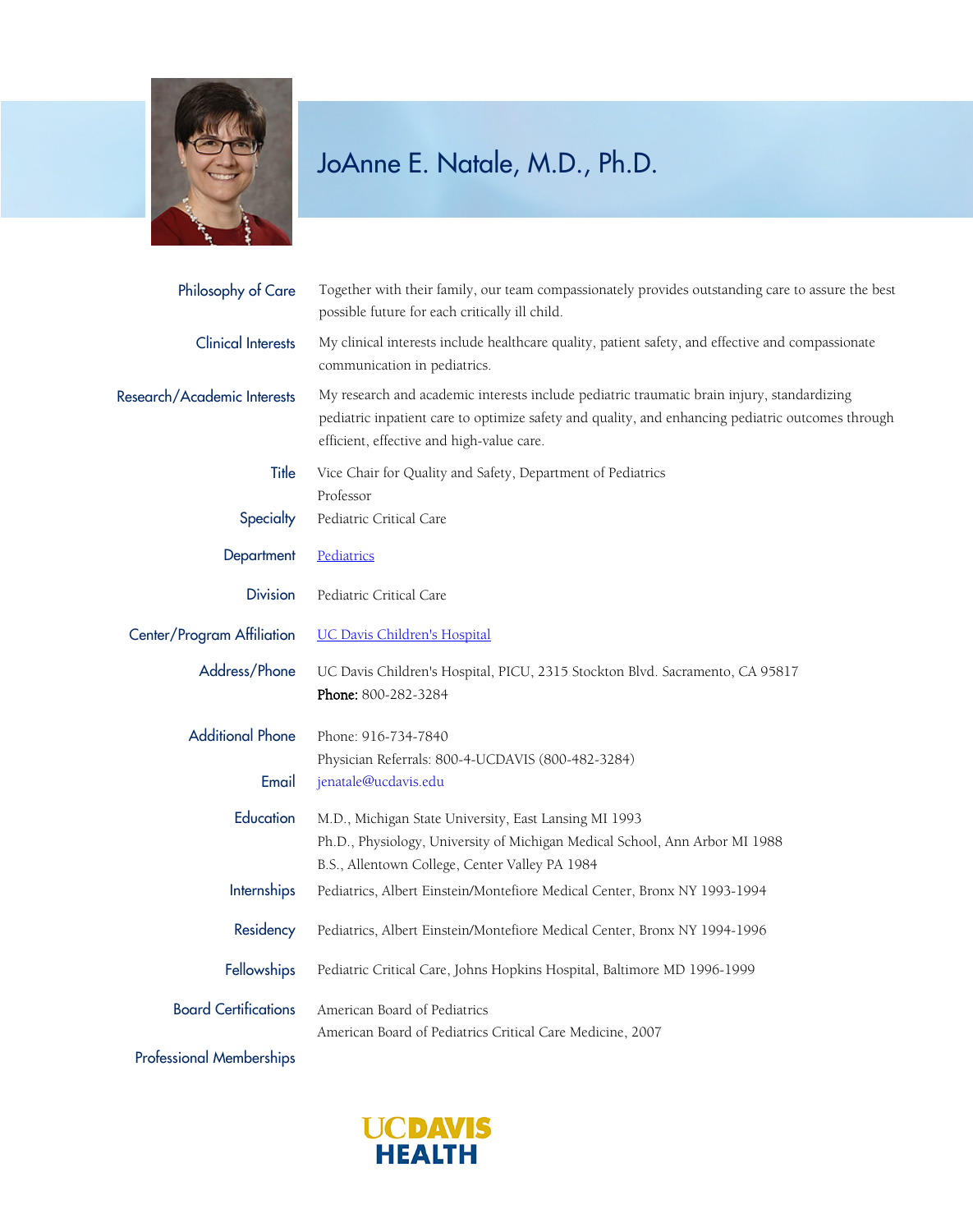# JoAnne E. Natale, M.D., Ph.D.

**Philosophy of Care**
Together with their family, our team compassionately provides outstanding care to assure the best possible future for each critically ill child.

**Clinical Interests**
My clinical interests include healthcare quality, patient safety, and effective and compassionate communication in pediatrics.

**Research/Academic Interests**
My research and academic interests include pediatric traumatic brain injury, standardizing pediatric inpatient care to optimize safety and quality, and enhancing pediatric outcomes through efficient, effective and high-value care.

**Title**
Vice Chair for Quality and Safety, Department of Pediatrics
Professor

**Specialty**
Pediatric Critical Care

**Department**
Pediatrics

**Division**
Pediatric Critical Care

**Center/Program Affiliation**
UC Davis Children's Hospital

**Address/Phone**
UC Davis Children's Hospital, PICU, 2315 Stockton Blvd. Sacramento, CA 95817
**Phone:** 800-282-3284

**Additional Phone**
Phone: 916-734-7840
Physician Referrals: 800-4-UCDAVIS (800-482-3284)

**Email**
jenatale@ucdavis.edu

**Education**
M.D., Michigan State University, East Lansing MI 1993
Ph.D., Physiology, University of Michigan Medical School, Ann Arbor MI 1988
B.S., Allentown College, Center Valley PA 1984

**Internships**
Pediatrics, Albert Einstein/Montefiore Medical Center, Bronx NY 1993-1994

**Residency**
Pediatrics, Albert Einstein/Montefiore Medical Center, Bronx NY 1994-1996

**Fellowships**
Pediatric Critical Care, Johns Hopkins Hospital, Baltimore MD 1996-1999

**Board Certifications**
American Board of Pediatrics
American Board of Pediatrics Critical Care Medicine, 2007

**Professional Memberships**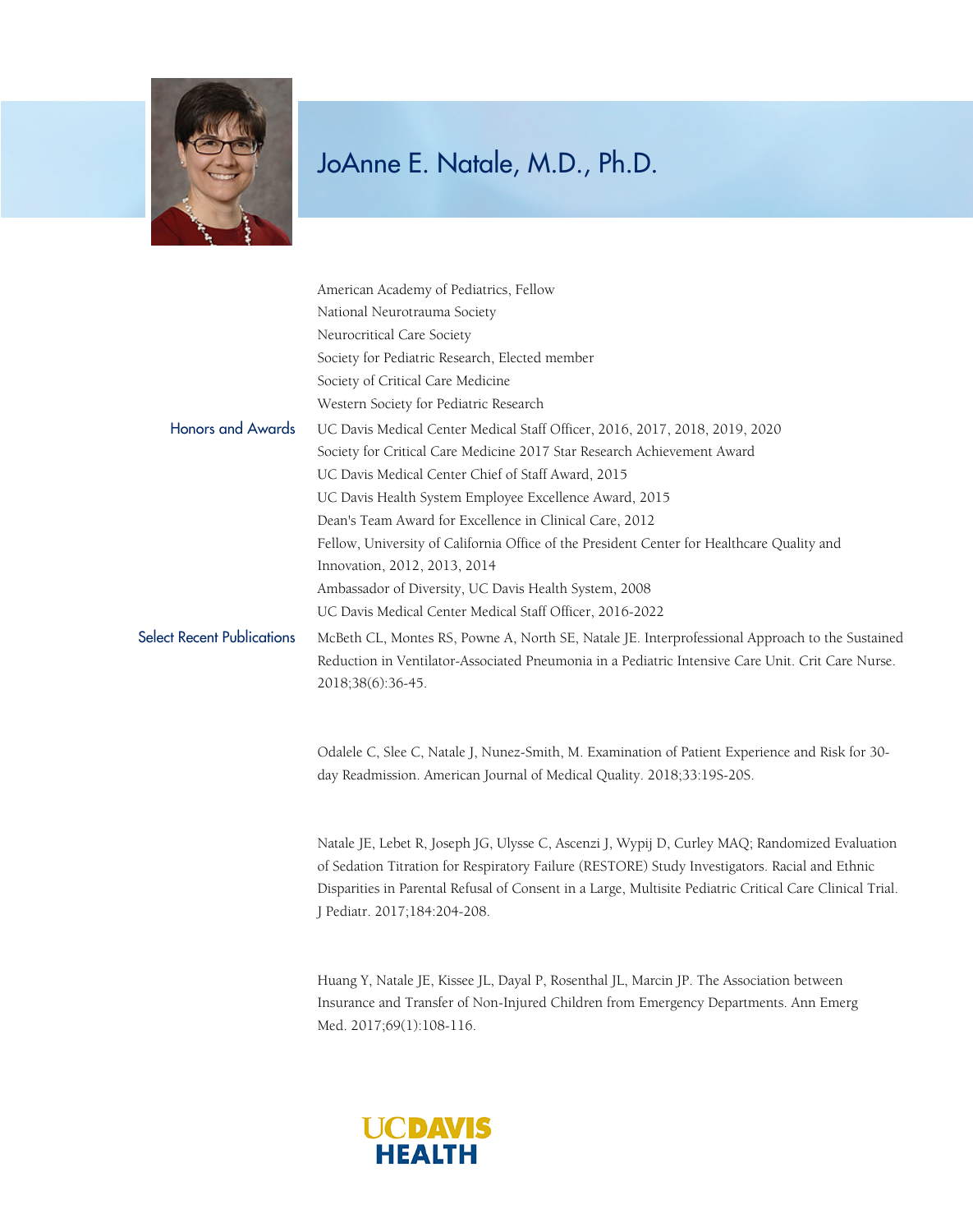# JoAnne E. Natale, M.D., Ph.D.

American Academy of Pediatrics, Fellow
National Neurotrauma Society
Neurocritical Care Society
Society for Pediatric Research, Elected member
Society of Critical Care Medicine
Western Society for Pediatric Research

## Honors and Awards

UC Davis Medical Center Medical Staff Officer, 2016, 2017, 2018, 2019, 2020
Society for Critical Care Medicine 2017 Star Research Achievement Award
UC Davis Medical Center Chief of Staff Award, 2015
UC Davis Health System Employee Excellence Award, 2015
Dean's Team Award for Excellence in Clinical Care, 2012
Fellow, University of California Office of the President Center for Healthcare Quality and Innovation, 2012, 2013, 2014
Ambassador of Diversity, UC Davis Health System, 2008
UC Davis Medical Center Medical Staff Officer, 2016-2022

## Select Recent Publications

McBeth CL, Montes RS, Powne A, North SE, Natale JE. Interprofessional Approach to the Sustained Reduction in Ventilator-Associated Pneumonia in a Pediatric Intensive Care Unit. Crit Care Nurse. 2018;38(6):36-45.

Odalele C, Slee C, Natale J, Nunez-Smith, M. Examination of Patient Experience and Risk for 30-day Readmission. American Journal of Medical Quality. 2018;33:19S-20S.

Natale JE, Lebet R, Joseph JG, Ulysse C, Ascenzi J, Wypij D, Curley MAQ; Randomized Evaluation of Sedation Titration for Respiratory Failure (RESTORE) Study Investigators. Racial and Ethnic Disparities in Parental Refusal of Consent in a Large, Multisite Pediatric Critical Care Clinical Trial. J Pediatr. 2017;184:204-208.

Huang Y, Natale JE, Kissee JL, Dayal P, Rosenthal JL, Marcin JP. The Association between Insurance and Transfer of Non-Injured Children from Emergency Departments. Ann Emerg Med. 2017;69(1):108-116.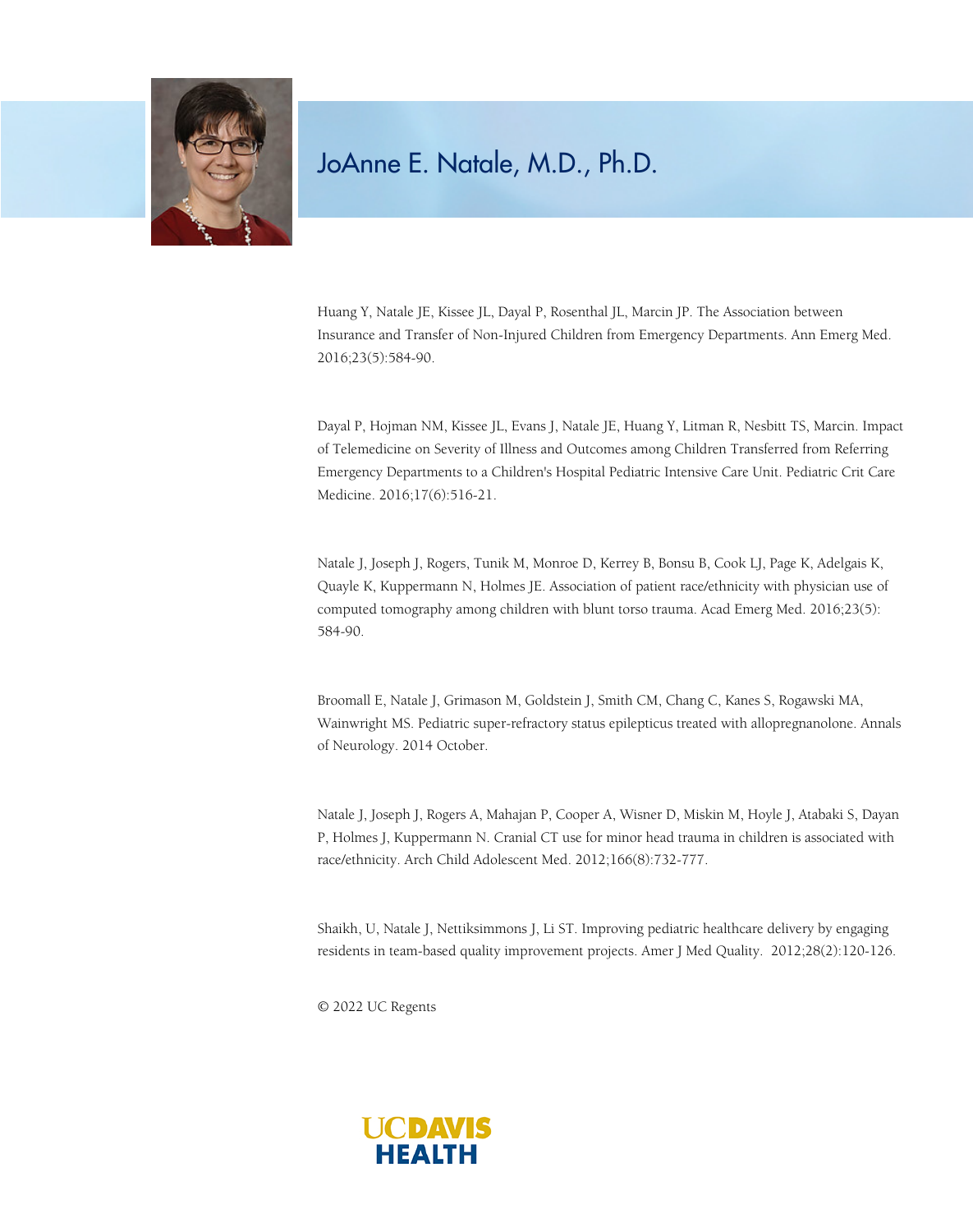# JoAnne E. Natale, M.D., Ph.D.

Huang Y, Natale JE, Kissee JL, Dayal P, Rosenthal JL, Marcin JP. The Association between Insurance and Transfer of Non-Injured Children from Emergency Departments. Ann Emerg Med. 2016;23(5):584-90.

Dayal P, Hojman NM, Kissee JL, Evans J, Natale JE, Huang Y, Litman R, Nesbitt TS, Marcin. Impact of Telemedicine on Severity of Illness and Outcomes among Children Transferred from Referring Emergency Departments to a Children's Hospital Pediatric Intensive Care Unit. Pediatric Crit Care Medicine. 2016;17(6):516-21.

Natale J, Joseph J, Rogers, Tunik M, Monroe D, Kerrey B, Bonsu B, Cook LJ, Page K, Adelgais K, Quayle K, Kuppermann N, Holmes JE. Association of patient race/ethnicity with physician use of computed tomography among children with blunt torso trauma. Acad Emerg Med. 2016;23(5): 584-90.

Broomall E, Natale J, Grimason M, Goldstein J, Smith CM, Chang C, Kanes S, Rogawski MA, Wainwright MS. Pediatric super-refractory status epilepticus treated with allopregnanolone. Annals of Neurology. 2014 October.

Natale J, Joseph J, Rogers A, Mahajan P, Cooper A, Wisner D, Miskin M, Hoyle J, Atabaki S, Dayan P, Holmes J, Kuppermann N. Cranial CT use for minor head trauma in children is associated with race/ethnicity. Arch Child Adolescent Med. 2012;166(8):732-777.

Shaikh, U, Natale J, Nettiksimmons J, Li ST. Improving pediatric healthcare delivery by engaging residents in team-based quality improvement projects. Amer J Med Quality. 2012;28(2):120-126.

© 2022 UC Regents

UCDAVIS HEALTH